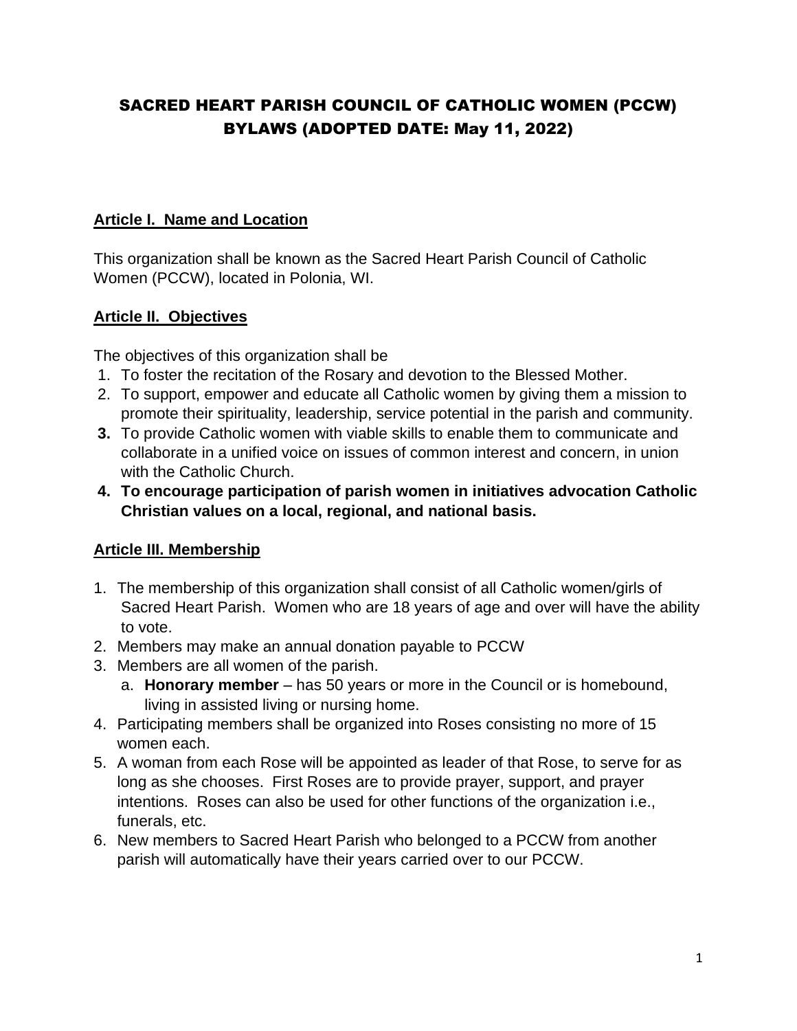# SACRED HEART PARISH COUNCIL OF CATHOLIC WOMEN (PCCW) BYLAWS (ADOPTED DATE: May 11, 2022)

## Article I. Name and Location

This organization shall be known as the Sacred Heart Parish Council of Catholic Women (PCCW), located in Polonia, WI.

## Article II. Objectives

The objectives of this organization shall be

1. To foster the recitation of the Rosary and devotion to the Blessed Mother.
2. To support, empower and educate all Catholic women by giving them a mission to promote their spirituality, leadership, service potential in the parish and community.
3. To provide Catholic women with viable skills to enable them to communicate and collaborate in a unified voice on issues of common interest and concern, in union with the Catholic Church.
4. **To encourage participation of parish women in initiatives advocation Catholic Christian values on a local, regional, and national basis.**

## Article III. Membership

1. The membership of this organization shall consist of all Catholic women/girls of Sacred Heart Parish. Women who are 18 years of age and over will have the ability to vote.
2. Members may make an annual donation payable to PCCW
3. Members are all women of the parish.
   a. **Honorary member** – has 50 years or more in the Council or is homebound, living in assisted living or nursing home.
4. Participating members shall be organized into Roses consisting no more of 15 women each.
5. A woman from each Rose will be appointed as leader of that Rose, to serve for as long as she chooses. First Roses are to provide prayer, support, and prayer intentions. Roses can also be used for other functions of the organization i.e., funerals, etc.
6. New members to Sacred Heart Parish who belonged to a PCCW from another parish will automatically have their years carried over to our PCCW.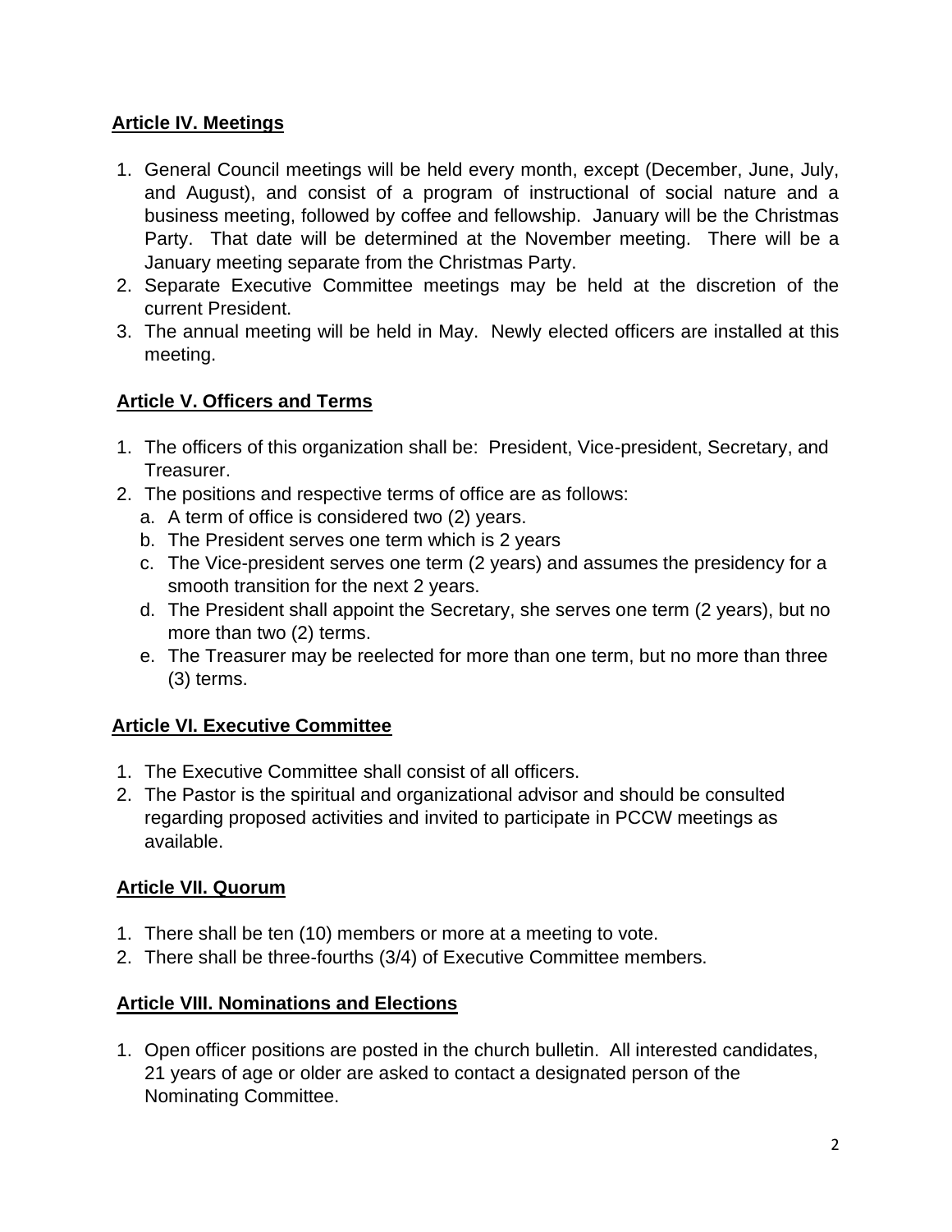## **Article IV. Meetings**

1. General Council meetings will be held every month, except (December, June, July, and August), and consist of a program of instructional of social nature and a business meeting, followed by coffee and fellowship. January will be the Christmas Party. That date will be determined at the November meeting. There will be a January meeting separate from the Christmas Party.
2. Separate Executive Committee meetings may be held at the discretion of the current President.
3. The annual meeting will be held in May. Newly elected officers are installed at this meeting.

## **Article V. Officers and Terms**

1. The officers of this organization shall be: President, Vice-president, Secretary, and Treasurer.
2. The positions and respective terms of office are as follows:
   a. A term of office is considered two (2) years.
   b. The President serves one term which is 2 years
   c. The Vice-president serves one term (2 years) and assumes the presidency for a smooth transition for the next 2 years.
   d. The President shall appoint the Secretary, she serves one term (2 years), but no more than two (2) terms.
   e. The Treasurer may be reelected for more than one term, but no more than three (3) terms.

## **Article VI. Executive Committee**

1. The Executive Committee shall consist of all officers.
2. The Pastor is the spiritual and organizational advisor and should be consulted regarding proposed activities and invited to participate in PCCW meetings as available.

## **Article VII. Quorum**

1. There shall be ten (10) members or more at a meeting to vote.
2. There shall be three-fourths (3/4) of Executive Committee members.

## **Article VIII. Nominations and Elections**

1. Open officer positions are posted in the church bulletin. All interested candidates, 21 years of age or older are asked to contact a designated person of the Nominating Committee.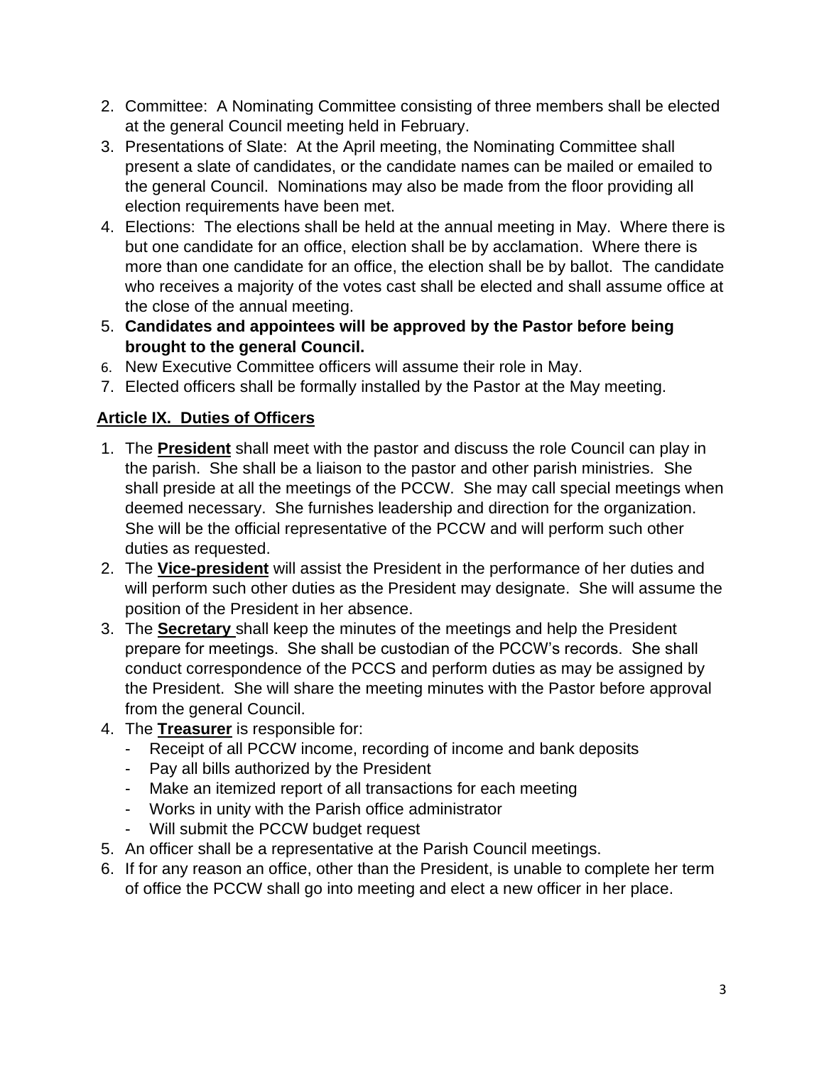2. Committee: A Nominating Committee consisting of three members shall be elected at the general Council meeting held in February.
3. Presentations of Slate: At the April meeting, the Nominating Committee shall present a slate of candidates, or the candidate names can be mailed or emailed to the general Council. Nominations may also be made from the floor providing all election requirements have been met.
4. Elections: The elections shall be held at the annual meeting in May. Where there is but one candidate for an office, election shall be by acclamation. Where there is more than one candidate for an office, the election shall be by ballot. The candidate who receives a majority of the votes cast shall be elected and shall assume office at the close of the annual meeting.
5. **Candidates and appointees will be approved by the Pastor before being brought to the general Council.**
6. New Executive Committee officers will assume their role in May.
7. Elected officers shall be formally installed by the Pastor at the May meeting.

## Article IX. Duties of Officers

1. The **President** shall meet with the pastor and discuss the role Council can play in the parish. She shall be a liaison to the pastor and other parish ministries. She shall preside at all the meetings of the PCCW. She may call special meetings when deemed necessary. She furnishes leadership and direction for the organization. She will be the official representative of the PCCW and will perform such other duties as requested.
2. The **Vice-president** will assist the President in the performance of her duties and will perform such other duties as the President may designate. She will assume the position of the President in her absence.
3. The **Secretary** shall keep the minutes of the meetings and help the President prepare for meetings. She shall be custodian of the PCCW's records. She shall conduct correspondence of the PCCS and perform duties as may be assigned by the President. She will share the meeting minutes with the Pastor before approval from the general Council.
4. The **Treasurer** is responsible for:
   - Receipt of all PCCW income, recording of income and bank deposits
   - Pay all bills authorized by the President
   - Make an itemized report of all transactions for each meeting
   - Works in unity with the Parish office administrator
   - Will submit the PCCW budget request
5. An officer shall be a representative at the Parish Council meetings.
6. If for any reason an office, other than the President, is unable to complete her term of office the PCCW shall go into meeting and elect a new officer in her place.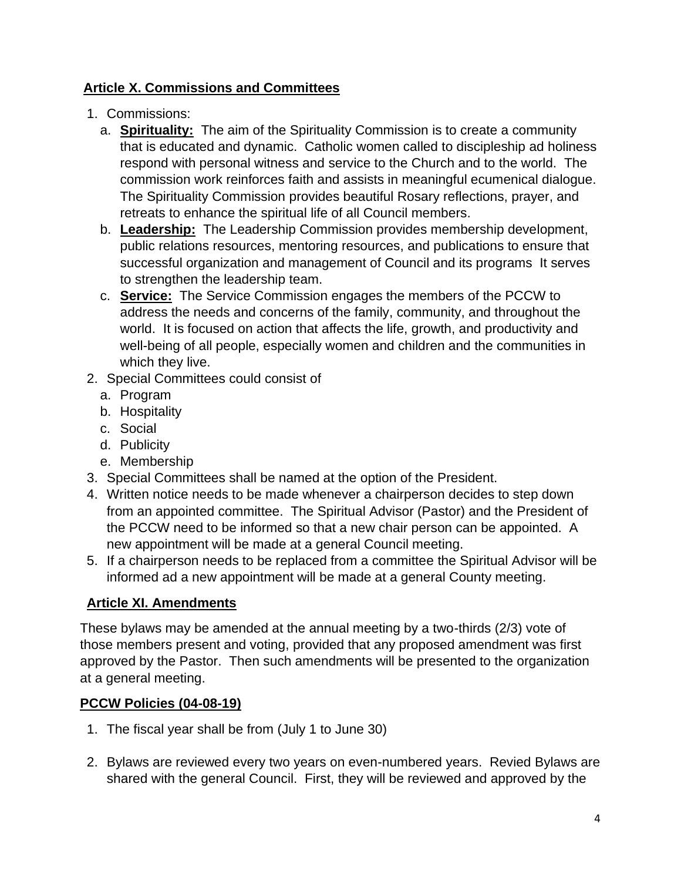## **Article X. Commissions and Committees**

1. Commissions:
   a. **Spirituality:** The aim of the Spirituality Commission is to create a community that is educated and dynamic. Catholic women called to discipleship ad holiness respond with personal witness and service to the Church and to the world. The commission work reinforces faith and assists in meaningful ecumenical dialogue. The Spirituality Commission provides beautiful Rosary reflections, prayer, and retreats to enhance the spiritual life of all Council members.
   b. **Leadership:** The Leadership Commission provides membership development, public relations resources, mentoring resources, and publications to ensure that successful organization and management of Council and its programs It serves to strengthen the leadership team.
   c. **Service:** The Service Commission engages the members of the PCCW to address the needs and concerns of the family, community, and throughout the world. It is focused on action that affects the life, growth, and productivity and well-being of all people, especially women and children and the communities in which they live.
2. Special Committees could consist of
   a. Program
   b. Hospitality
   c. Social
   d. Publicity
   e. Membership
3. Special Committees shall be named at the option of the President.
4. Written notice needs to be made whenever a chairperson decides to step down from an appointed committee. The Spiritual Advisor (Pastor) and the President of the PCCW need to be informed so that a new chair person can be appointed. A new appointment will be made at a general Council meeting.
5. If a chairperson needs to be replaced from a committee the Spiritual Advisor will be informed ad a new appointment will be made at a general County meeting.

## **Article XI. Amendments**

These bylaws may be amended at the annual meeting by a two-thirds (2/3) vote of those members present and voting, provided that any proposed amendment was first approved by the Pastor. Then such amendments will be presented to the organization at a general meeting.

## **PCCW Policies (04-08-19)**

1. The fiscal year shall be from (July 1 to June 30)

2. Bylaws are reviewed every two years on even-numbered years. Revied Bylaws are shared with the general Council. First, they will be reviewed and approved by the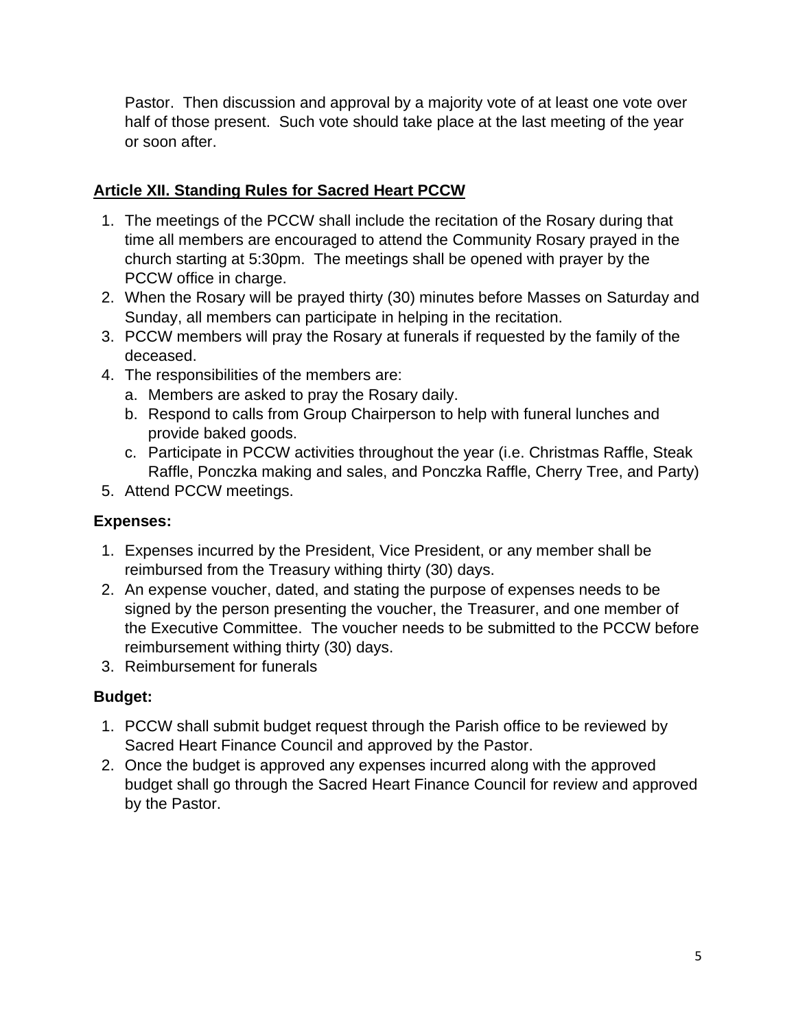Pastor. Then discussion and approval by a majority vote of at least one vote over half of those present. Such vote should take place at the last meeting of the year or soon after.

## Article XII. Standing Rules for Sacred Heart PCCW

1. The meetings of the PCCW shall include the recitation of the Rosary during that time all members are encouraged to attend the Community Rosary prayed in the church starting at 5:30pm. The meetings shall be opened with prayer by the PCCW office in charge.
2. When the Rosary will be prayed thirty (30) minutes before Masses on Saturday and Sunday, all members can participate in helping in the recitation.
3. PCCW members will pray the Rosary at funerals if requested by the family of the deceased.
4. The responsibilities of the members are:
   a. Members are asked to pray the Rosary daily.
   b. Respond to calls from Group Chairperson to help with funeral lunches and provide baked goods.
   c. Participate in PCCW activities throughout the year (i.e. Christmas Raffle, Steak Raffle, Ponczka making and sales, and Ponczka Raffle, Cherry Tree, and Party)
5. Attend PCCW meetings.

### Expenses:

1. Expenses incurred by the President, Vice President, or any member shall be reimbursed from the Treasury withing thirty (30) days.
2. An expense voucher, dated, and stating the purpose of expenses needs to be signed by the person presenting the voucher, the Treasurer, and one member of the Executive Committee. The voucher needs to be submitted to the PCCW before reimbursement withing thirty (30) days.
3. Reimbursement for funerals

### Budget:

1. PCCW shall submit budget request through the Parish office to be reviewed by Sacred Heart Finance Council and approved by the Pastor.
2. Once the budget is approved any expenses incurred along with the approved budget shall go through the Sacred Heart Finance Council for review and approved by the Pastor.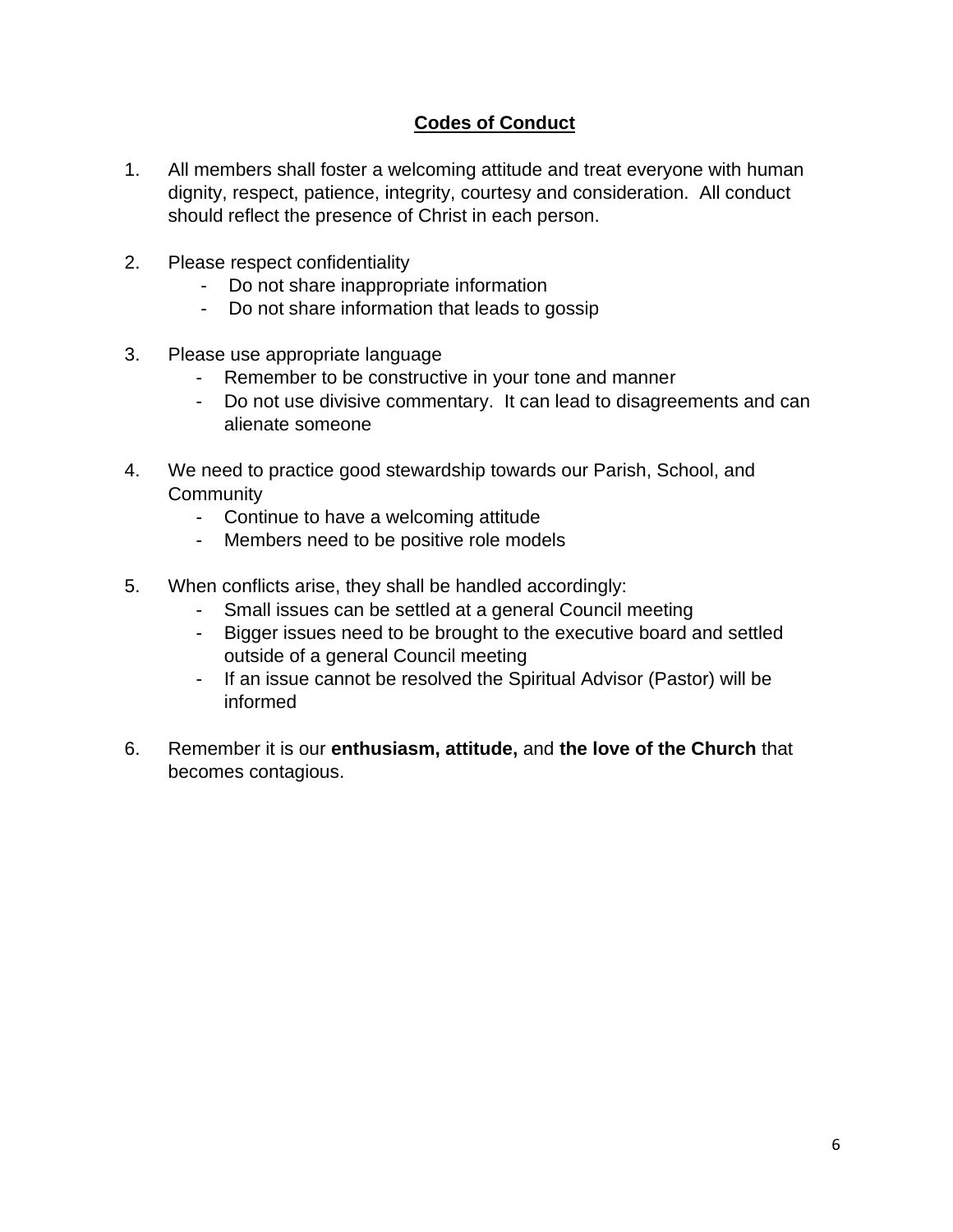## **Codes of Conduct**

1. All members shall foster a welcoming attitude and treat everyone with human dignity, respect, patience, integrity, courtesy and consideration. All conduct should reflect the presence of Christ in each person.

2. Please respect confidentiality
   - Do not share inappropriate information
   - Do not share information that leads to gossip

3. Please use appropriate language
   - Remember to be constructive in your tone and manner
   - Do not use divisive commentary. It can lead to disagreements and can alienate someone

4. We need to practice good stewardship towards our Parish, School, and Community
   - Continue to have a welcoming attitude
   - Members need to be positive role models

5. When conflicts arise, they shall be handled accordingly:
   - Small issues can be settled at a general Council meeting
   - Bigger issues need to be brought to the executive board and settled outside of a general Council meeting
   - If an issue cannot be resolved the Spiritual Advisor (Pastor) will be informed

6. Remember it is our **enthusiasm, attitude,** and **the love of the Church** that becomes contagious.